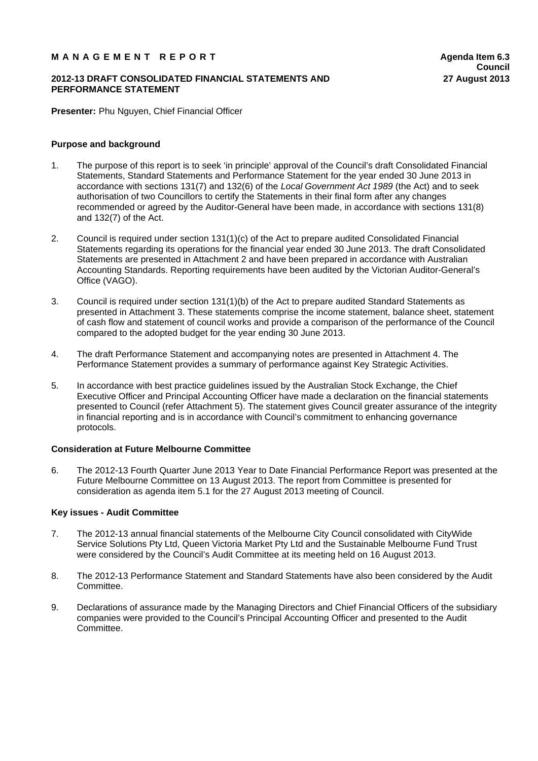**MANAGEMENT REPORT**

**Agenda Item 6.3**
**Council**
**27 August 2013**

**2012-13 DRAFT CONSOLIDATED FINANCIAL STATEMENTS AND PERFORMANCE STATEMENT**

**Presenter:** Phu Nguyen, Chief Financial Officer

**Purpose and background**

1. The purpose of this report is to seek 'in principle' approval of the Council's draft Consolidated Financial Statements, Standard Statements and Performance Statement for the year ended 30 June 2013 in accordance with sections 131(7) and 132(6) of the *Local Government Act 1989* (the Act) and to seek authorisation of two Councillors to certify the Statements in their final form after any changes recommended or agreed by the Auditor-General have been made, in accordance with sections 131(8) and 132(7) of the Act.

2. Council is required under section 131(1)(c) of the Act to prepare audited Consolidated Financial Statements regarding its operations for the financial year ended 30 June 2013. The draft Consolidated Statements are presented in Attachment 2 and have been prepared in accordance with Australian Accounting Standards. Reporting requirements have been audited by the Victorian Auditor-General's Office (VAGO).

3. Council is required under section 131(1)(b) of the Act to prepare audited Standard Statements as presented in Attachment 3. These statements comprise the income statement, balance sheet, statement of cash flow and statement of council works and provide a comparison of the performance of the Council compared to the adopted budget for the year ending 30 June 2013.

4. The draft Performance Statement and accompanying notes are presented in Attachment 4. The Performance Statement provides a summary of performance against Key Strategic Activities.

5. In accordance with best practice guidelines issued by the Australian Stock Exchange, the Chief Executive Officer and Principal Accounting Officer have made a declaration on the financial statements presented to Council (refer Attachment 5). The statement gives Council greater assurance of the integrity in financial reporting and is in accordance with Council's commitment to enhancing governance protocols.

**Consideration at Future Melbourne Committee**

6. The 2012-13 Fourth Quarter June 2013 Year to Date Financial Performance Report was presented at the Future Melbourne Committee on 13 August 2013. The report from Committee is presented for consideration as agenda item 5.1 for the 27 August 2013 meeting of Council.

**Key issues - Audit Committee**

7. The 2012-13 annual financial statements of the Melbourne City Council consolidated with CityWide Service Solutions Pty Ltd, Queen Victoria Market Pty Ltd and the Sustainable Melbourne Fund Trust were considered by the Council's Audit Committee at its meeting held on 16 August 2013.

8. The 2012-13 Performance Statement and Standard Statements have also been considered by the Audit Committee.

9. Declarations of assurance made by the Managing Directors and Chief Financial Officers of the subsidiary companies were provided to the Council's Principal Accounting Officer and presented to the Audit Committee.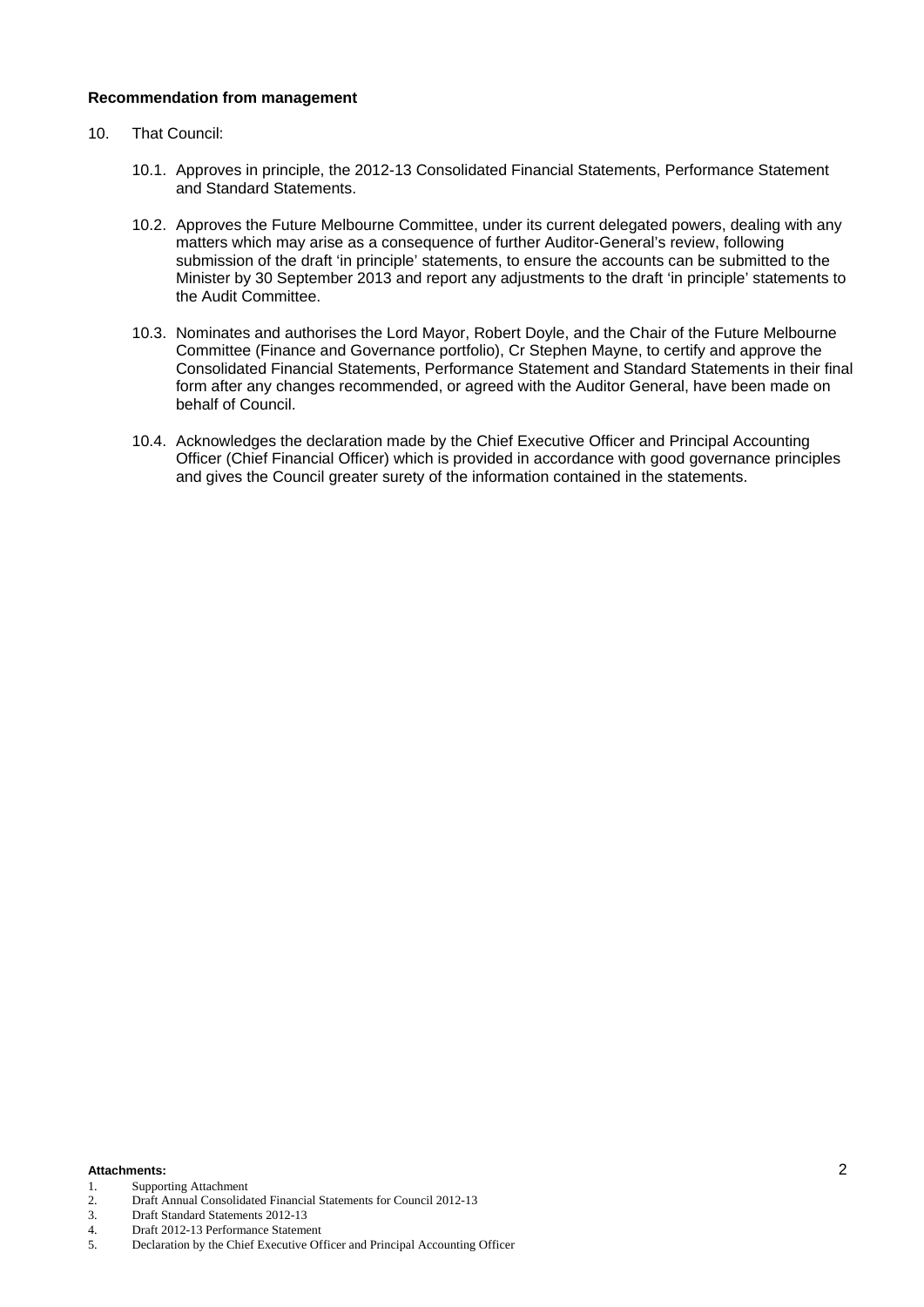**Recommendation from management**

10. That Council:

    10.1. Approves in principle, the 2012-13 Consolidated Financial Statements, Performance Statement and Standard Statements.

    10.2. Approves the Future Melbourne Committee, under its current delegated powers, dealing with any matters which may arise as a consequence of further Auditor-General's review, following submission of the draft 'in principle' statements, to ensure the accounts can be submitted to the Minister by 30 September 2013 and report any adjustments to the draft 'in principle' statements to the Audit Committee.

    10.3. Nominates and authorises the Lord Mayor, Robert Doyle, and the Chair of the Future Melbourne Committee (Finance and Governance portfolio), Cr Stephen Mayne, to certify and approve the Consolidated Financial Statements, Performance Statement and Standard Statements in their final form after any changes recommended, or agreed with the Auditor General, have been made on behalf of Council.

    10.4. Acknowledges the declaration made by the Chief Executive Officer and Principal Accounting Officer (Chief Financial Officer) which is provided in accordance with good governance principles and gives the Council greater surety of the information contained in the statements.

**Attachments:**

1. Supporting Attachment
2. Draft Annual Consolidated Financial Statements for Council 2012-13
3. Draft Standard Statements 2012-13
4. Draft 2012-13 Performance Statement
5. Declaration by the Chief Executive Officer and Principal Accounting Officer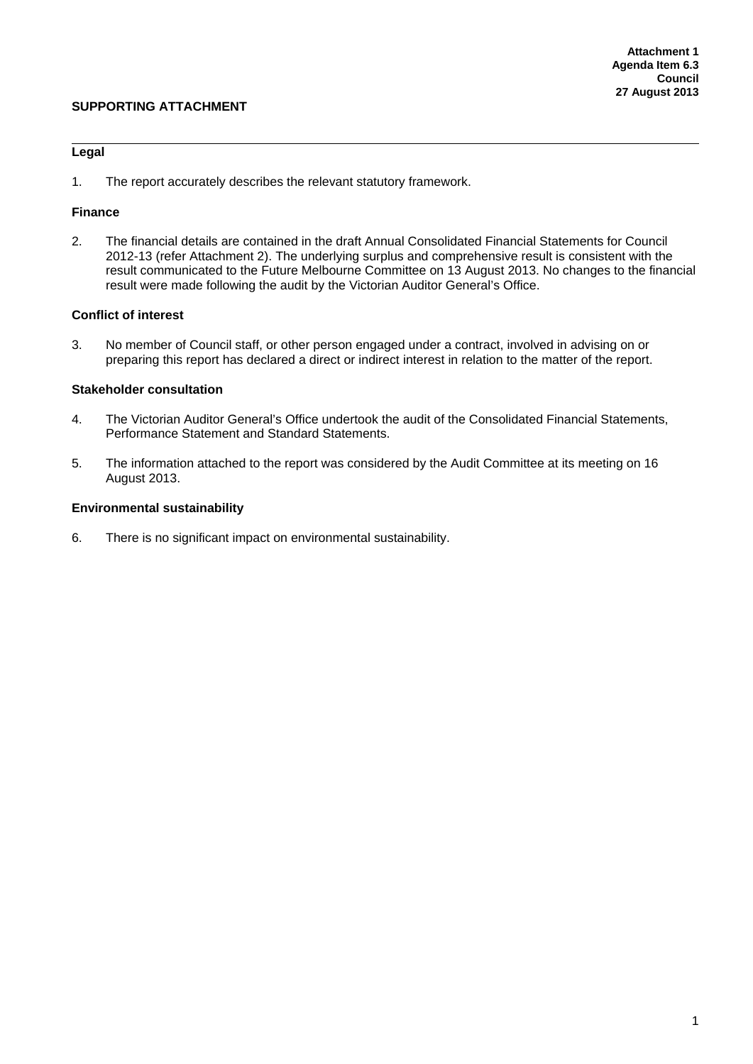**Attachment 1**
**Agenda Item 6.3**
**Council**
**27 August 2013**

**SUPPORTING ATTACHMENT**

---

**Legal**

1. The report accurately describes the relevant statutory framework.

**Finance**

2. The financial details are contained in the draft Annual Consolidated Financial Statements for Council 2012-13 (refer Attachment 2). The underlying surplus and comprehensive result is consistent with the result communicated to the Future Melbourne Committee on 13 August 2013. No changes to the financial result were made following the audit by the Victorian Auditor General's Office.

**Conflict of interest**

3. No member of Council staff, or other person engaged under a contract, involved in advising on or preparing this report has declared a direct or indirect interest in relation to the matter of the report.

**Stakeholder consultation**

4. The Victorian Auditor General's Office undertook the audit of the Consolidated Financial Statements, Performance Statement and Standard Statements.

5. The information attached to the report was considered by the Audit Committee at its meeting on 16 August 2013.

**Environmental sustainability**

6. There is no significant impact on environmental sustainability.